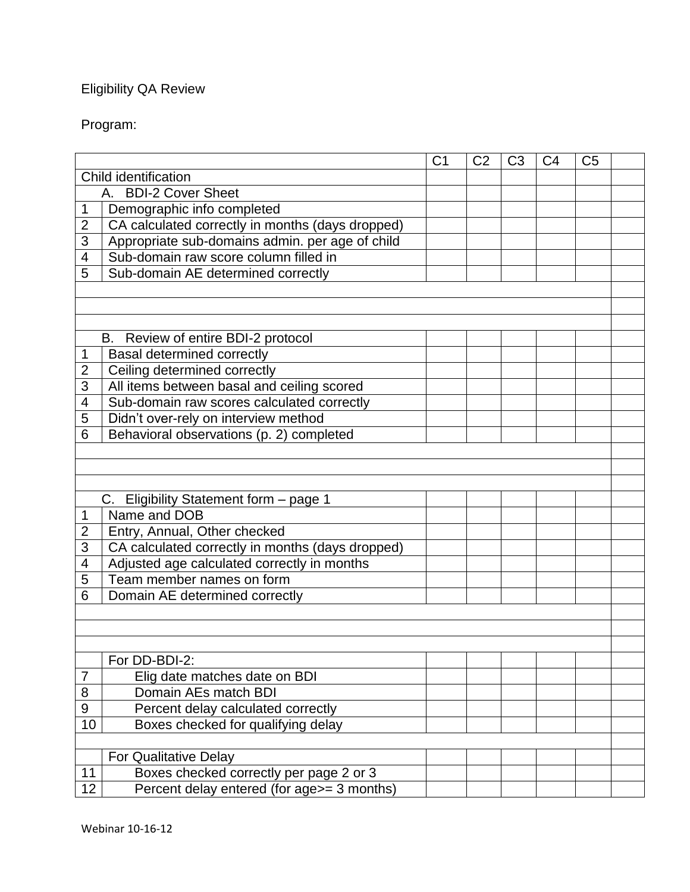Eligibility QA Review

Program:

| | | C1 | C2 | C3 | C4 | C5 | |
|---|---|---|---|---|---|---|---|
| Child identification | | | | | | | |
| | A. BDI-2 Cover Sheet | | | | | | |
| 1 | Demographic info completed | | | | | | |
| 2 | CA calculated correctly in months (days dropped) | | | | | | |
| 3 | Appropriate sub-domains admin. per age of child | | | | | | |
| 4 | Sub-domain raw score column filled in | | | | | | |
| 5 | Sub-domain AE determined correctly | | | | | | |
| | | | | | | | |
| | | | | | | | |
| | | | | | | | |
| | B. Review of entire BDI-2 protocol | | | | | | |
| 1 | Basal determined correctly | | | | | | |
| 2 | Ceiling determined correctly | | | | | | |
| 3 | All items between basal and ceiling scored | | | | | | |
| 4 | Sub-domain raw scores calculated correctly | | | | | | |
| 5 | Didn't over-rely on interview method | | | | | | |
| 6 | Behavioral observations (p. 2) completed | | | | | | |
| | | | | | | | |
| | | | | | | | |
| | | | | | | | |
| | C. Eligibility Statement form – page 1 | | | | | | |
| 1 | Name and DOB | | | | | | |
| 2 | Entry, Annual, Other checked | | | | | | |
| 3 | CA calculated correctly in months (days dropped) | | | | | | |
| 4 | Adjusted age calculated correctly in months | | | | | | |
| 5 | Team member names on form | | | | | | |
| 6 | Domain AE determined correctly | | | | | | |
| | | | | | | | |
| | | | | | | | |
| | | | | | | | |
| | For DD-BDI-2: | | | | | | |
| 7 | Elig date matches date on BDI | | | | | | |
| 8 | Domain AEs match BDI | | | | | | |
| 9 | Percent delay calculated correctly | | | | | | |
| 10 | Boxes checked for qualifying delay | | | | | | |
| | | | | | | | |
| | For Qualitative Delay | | | | | | |
| 11 | Boxes checked correctly per page 2 or 3 | | | | | | |
| 12 | Percent delay entered (for age>= 3 months) | | | | | | |

Webinar 10-16-12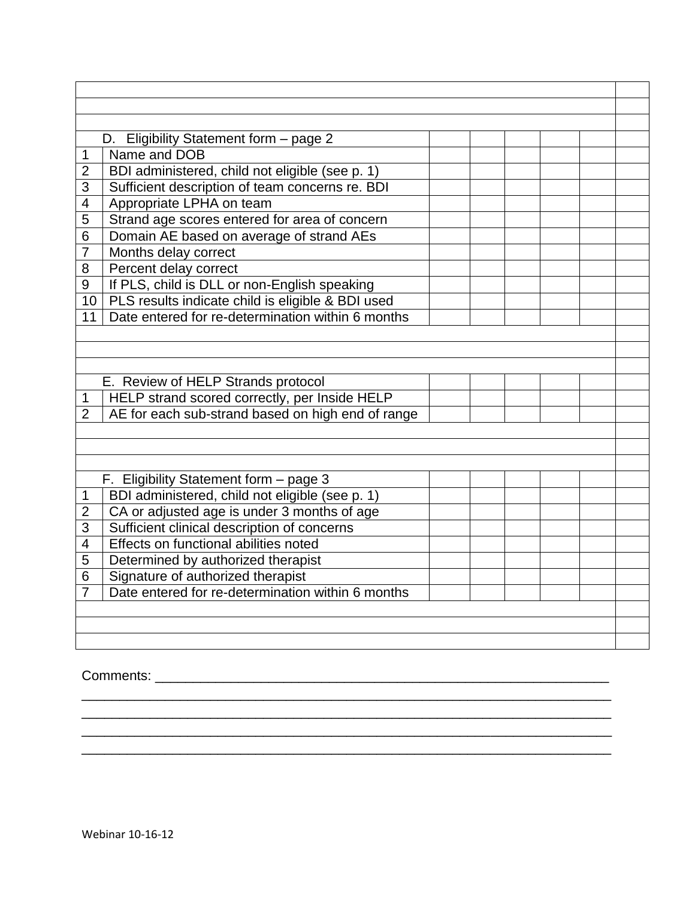| | | | | | | | |
|---|---|---|---|---|---|---|---|
| | | | | | | | |
| | | | | | | | |
| | | | | | | | |
| | D. Eligibility Statement form – page 2 | | | | | | |
| 1 | Name and DOB | | | | | | |
| 2 | BDI administered, child not eligible (see p. 1) | | | | | | |
| 3 | Sufficient description of team concerns re. BDI | | | | | | |
| 4 | Appropriate LPHA on team | | | | | | |
| 5 | Strand age scores entered for area of concern | | | | | | |
| 6 | Domain AE based on average of strand AEs | | | | | | |
| 7 | Months delay correct | | | | | | |
| 8 | Percent delay correct | | | | | | |
| 9 | If PLS, child is DLL or non-English speaking | | | | | | |
| 10 | PLS results indicate child is eligible & BDI used | | | | | | |
| 11 | Date entered for re-determination within 6 months | | | | | | |
| | | | | | | | |
| | | | | | | | |
| | | | | | | | |
| | E. Review of HELP Strands protocol | | | | | | |
| 1 | HELP strand scored correctly, per Inside HELP | | | | | | |
| 2 | AE for each sub-strand based on high end of range | | | | | | |
| | | | | | | | |
| | | | | | | | |
| | | | | | | | |
| | F. Eligibility Statement form – page 3 | | | | | | |
| 1 | BDI administered, child not eligible (see p. 1) | | | | | | |
| 2 | CA or adjusted age is under 3 months of age | | | | | | |
| 3 | Sufficient clinical description of concerns | | | | | | |
| 4 | Effects on functional abilities noted | | | | | | |
| 5 | Determined by authorized therapist | | | | | | |
| 6 | Signature of authorized therapist | | | | | | |
| 7 | Date entered for re-determination within 6 months | | | | | | |
| | | | | | | | |
| | | | | | | | |
| | | | | | | | |

Comments: ______________________________________________________________
______________________________________________________________________
______________________________________________________________________
______________________________________________________________________
______________________________________________________________________